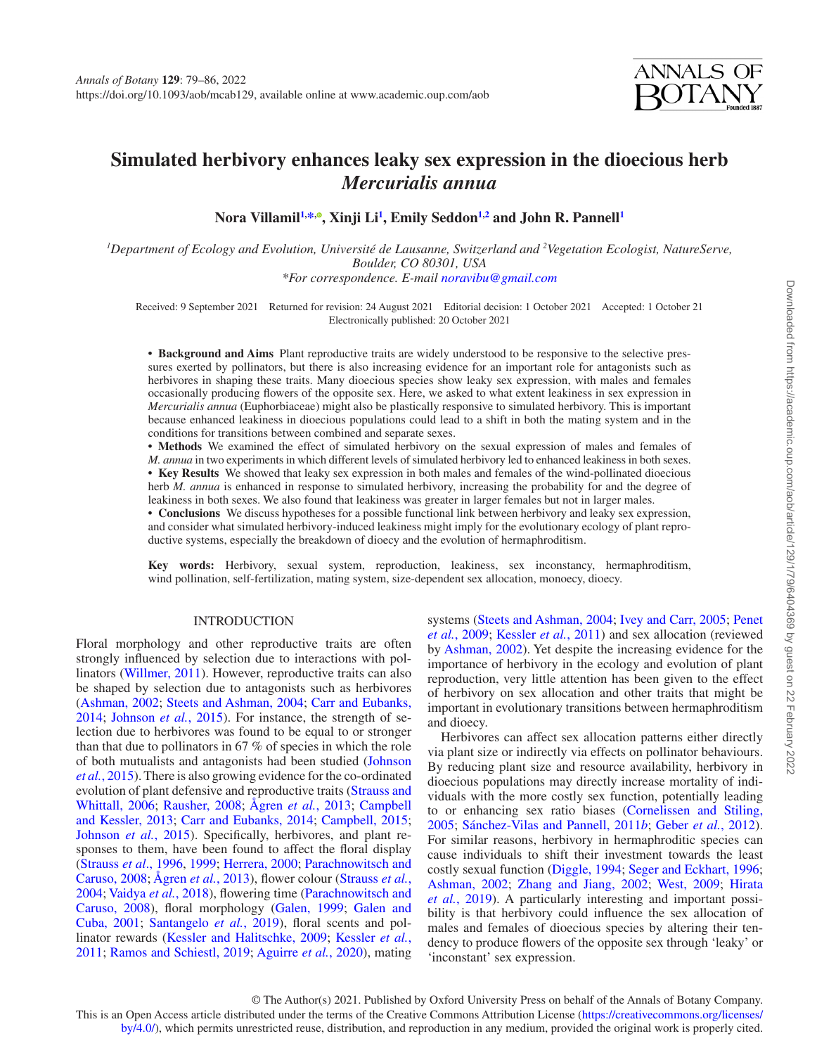# Simulated herbivory enhances leaky sex expression in the dioecious herb *Mercurialis annua*

**Nora Villamil[1,*], Xinji Li[1], Emily Seddon[1,2] and John R. Pannell[1]**

*[1]Department of Ecology and Evolution, Université de Lausanne, Switzerland and [2]Vegetation Ecologist, NatureServe, Boulder, CO 80301, USA*
*\*For correspondence. E-mail noravibu@gmail.com*

Received: 9 September 2021 Returned for revision: 24 August 2021 Editorial decision: 1 October 2021 Accepted: 1 October 21
Electronically published: 20 October 2021

- **Background and Aims** Plant reproductive traits are widely understood to be responsive to the selective pressures exerted by pollinators, but there is also increasing evidence for an important role for antagonists such as herbivores in shaping these traits. Many dioecious species show leaky sex expression, with males and females occasionally producing flowers of the opposite sex. Here, we asked to what extent leakiness in sex expression in *Mercurialis annua* (Euphorbiaceae) might also be plastically responsive to simulated herbivory. This is important because enhanced leakiness in dioecious populations could lead to a shift in both the mating system and in the conditions for transitions between combined and separate sexes.
- **Methods** We examined the effect of simulated herbivory on the sexual expression of males and females of *M. annua* in two experiments in which different levels of simulated herbivory led to enhanced leakiness in both sexes.
- **Key Results** We showed that leaky sex expression in both males and females of the wind-pollinated dioecious herb *M. annua* is enhanced in response to simulated herbivory, increasing the probability for and the degree of leakiness in both sexes. We also found that leakiness was greater in larger females but not in larger males.
- **Conclusions** We discuss hypotheses for a possible functional link between herbivory and leaky sex expression, and consider what simulated herbivory-induced leakiness might imply for the evolutionary ecology of plant reproductive systems, especially the breakdown of dioecy and the evolution of hermaphroditism.

**Key words:** Herbivory, sexual system, reproduction, leakiness, sex inconstancy, hermaphroditism, wind pollination, self-fertilization, mating system, size-dependent sex allocation, monoecy, dioecy.

## INTRODUCTION

Floral morphology and other reproductive traits are often strongly influenced by selection due to interactions with pollinators (Willmer, 2011). However, reproductive traits can also be shaped by selection due to antagonists such as herbivores (Ashman, 2002; Steets and Ashman, 2004; Carr and Eubanks, 2014; Johnson *et al.*, 2015). For instance, the strength of selection due to herbivores was found to be equal to or stronger than that due to pollinators in 67 % of species in which the role of both mutualists and antagonists had been studied (Johnson *et al.*, 2015). There is also growing evidence for the co-ordinated evolution of plant defensive and reproductive traits (Strauss and Whittall, 2006; Rausher, 2008; Ågren *et al.*, 2013; Campbell and Kessler, 2013; Carr and Eubanks, 2014; Campbell, 2015; Johnson *et al.*, 2015). Specifically, herbivores, and plant responses to them, have been found to affect the floral display (Strauss *et al.*, 1996, 1999; Herrera, 2000; Parachnowitsch and Caruso, 2008; Ågren *et al.*, 2013), flower colour (Strauss *et al.*, 2004; Vaidya *et al.*, 2018), flowering time (Parachnowitsch and Caruso, 2008), floral morphology (Galen, 1999; Galen and Cuba, 2001; Santangelo *et al.*, 2019), floral scents and pollinator rewards (Kessler and Halitschke, 2009; Kessler *et al.*, 2011; Ramos and Schiestl, 2019; Aguirre *et al.*, 2020), mating systems (Steets and Ashman, 2004; Ivey and Carr, 2005; Penet *et al.*, 2009; Kessler *et al.*, 2011) and sex allocation (reviewed by Ashman, 2002). Yet despite the increasing evidence for the importance of herbivory in the ecology and evolution of plant reproduction, very little attention has been given to the effect of herbivory on sex allocation and other traits that might be important in evolutionary transitions between hermaphroditism and dioecy.

Herbivores can affect sex allocation patterns either directly via plant size or indirectly via effects on pollinator behaviours. By reducing plant size and resource availability, herbivory in dioecious populations may directly increase mortality of individuals with the more costly sex function, potentially leading to or enhancing sex ratio biases (Cornelissen and Stiling, 2005; Sánchez-Vilas and Pannell, 2011*b*; Geber *et al.*, 2012). For similar reasons, herbivory in hermaphroditic species can cause individuals to shift their investment towards the least costly sexual function (Diggle, 1994; Seger and Eckhart, 1996; Ashman, 2002; Zhang and Jiang, 2002; West, 2009; Hirata *et al.*, 2019). A particularly interesting and important possibility is that herbivory could influence the sex allocation of males and females of dioecious species by altering their tendency to produce flowers of the opposite sex through 'leaky' or 'inconstant' sex expression.

© The Author(s) 2021. Published by Oxford University Press on behalf of the Annals of Botany Company.
This is an Open Access article distributed under the terms of the Creative Commons Attribution License (https://creativecommons.org/licenses/by/4.0/), which permits unrestricted reuse, distribution, and reproduction in any medium, provided the original work is properly cited.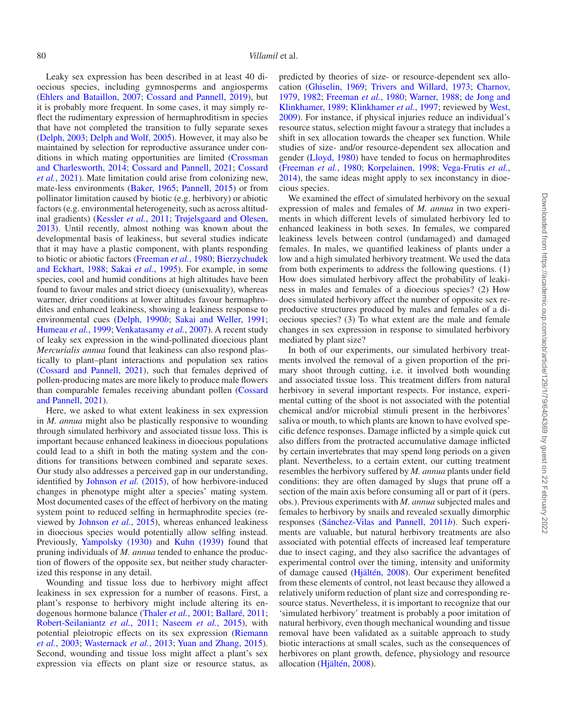Leaky sex expression has been described in at least 40 dioecious species, including gymnosperms and angiosperms (Ehlers and Bataillon, 2007; Cossard and Pannell, 2019), but it is probably more frequent. In some cases, it may simply reflect the rudimentary expression of hermaphroditism in species that have not completed the transition to fully separate sexes (Delph, 2003; Delph and Wolf, 2005). However, it may also be maintained by selection for reproductive assurance under conditions in which mating opportunities are limited (Crossman and Charlesworth, 2014; Cossard and Pannell, 2021; Cossard *et al.*, 2021). Mate limitation could arise from colonizing new, mate-less environments (Baker, 1965; Pannell, 2015) or from pollinator limitation caused by biotic (e.g. herbivory) or abiotic factors (e.g. environmental heterogeneity, such as across altitudinal gradients) (Kessler *et al.*, 2011; Trøjelsgaard and Olesen, 2013). Until recently, almost nothing was known about the developmental basis of leakiness, but several studies indicate that it may have a plastic component, with plants responding to biotic or abiotic factors (Freeman *et al.*, 1980; Bierzychudek and Eckhart, 1988; Sakai *et al.*, 1995). For example, in some species, cool and humid conditions at high altitudes have been found to favour males and strict dioecy (unisexuality), whereas warmer, drier conditions at lower altitudes favour hermaphrodites and enhanced leakiness, showing a leakiness response to environmental cues (Delph, 1990*b*; Sakai and Weller, 1991; Humeau *et al.*, 1999; Venkatasamy *et al.*, 2007). A recent study of leaky sex expression in the wind-pollinated dioecious plant *Mercurialis annua* found that leakiness can also respond plastically to plant–plant interactions and population sex ratios (Cossard and Pannell, 2021), such that females deprived of pollen-producing mates are more likely to produce male flowers than comparable females receiving abundant pollen (Cossard and Pannell, 2021).

Here, we asked to what extent leakiness in sex expression in *M. annua* might also be plastically responsive to wounding through simulated herbivory and associated tissue loss. This is important because enhanced leakiness in dioecious populations could lead to a shift in both the mating system and the conditions for transitions between combined and separate sexes. Our study also addresses a perceived gap in our understanding, identified by Johnson *et al.* (2015), of how herbivore-induced changes in phenotype might alter a species' mating system. Most documented cases of the effect of herbivory on the mating system point to reduced selfing in hermaphrodite species (reviewed by Johnson *et al.*, 2015), whereas enhanced leakiness in dioecious species would potentially allow selfing instead. Previously, Yampolsky (1930) and Kuhn (1939) found that pruning individuals of *M. annua* tended to enhance the production of flowers of the opposite sex, but neither study characterized this response in any detail.

Wounding and tissue loss due to herbivory might affect leakiness in sex expression for a number of reasons. First, a plant's response to herbivory might include altering its endogenous hormone balance (Thaler *et al.*, 2001; Ballaré, 2011; Robert-Seilaniantz *et al.*, 2011; Naseem *et al.*, 2015), with potential pleiotropic effects on its sex expression (Riemann *et al.*, 2003; Wasternack *et al.*, 2013; Yuan and Zhang, 2015). Second, wounding and tissue loss might affect a plant's sex expression via effects on plant size or resource status, as predicted by theories of size- or resource-dependent sex allocation (Ghiselin, 1969; Trivers and Willard, 1973; Charnov, 1979, 1982; Freeman *et al.*, 1980; Warner, 1988; de Jong and Klinkhamer, 1989; Klinkhamer *et al.*, 1997; reviewed by West, 2009). For instance, if physical injuries reduce an individual's resource status, selection might favour a strategy that includes a shift in sex allocation towards the cheaper sex function. While studies of size- and/or resource-dependent sex allocation and gender (Lloyd, 1980) have tended to focus on hermaphrodites (Freeman *et al.*, 1980; Korpelainen, 1998; Vega-Frutis *et al.*, 2014), the same ideas might apply to sex inconstancy in dioecious species.

We examined the effect of simulated herbivory on the sexual expression of males and females of *M. annua* in two experiments in which different levels of simulated herbivory led to enhanced leakiness in both sexes. In females, we compared leakiness levels between control (undamaged) and damaged females. In males, we quantified leakiness of plants under a low and a high simulated herbivory treatment. We used the data from both experiments to address the following questions. (1) How does simulated herbivory affect the probability of leakiness in males and females of a dioecious species? (2) How does simulated herbivory affect the number of opposite sex reproductive structures produced by males and females of a dioecious species? (3) To what extent are the male and female changes in sex expression in response to simulated herbivory mediated by plant size?

In both of our experiments, our simulated herbivory treatments involved the removal of a given proportion of the primary shoot through cutting, i.e. it involved both wounding and associated tissue loss. This treatment differs from natural herbivory in several important respects. For instance, experimental cutting of the shoot is not associated with the potential chemical and/or microbial stimuli present in the herbivores' saliva or mouth, to which plants are known to have evolved specific defence responses. Damage inflicted by a simple quick cut also differs from the protracted accumulative damage inflicted by certain invertebrates that may spend long periods on a given plant. Nevertheless, to a certain extent, our cutting treatment resembles the herbivory suffered by *M. annua* plants under field conditions: they are often damaged by slugs that prune off a section of the main axis before consuming all or part of it (pers. obs.). Previous experiments with *M. annua* subjected males and females to herbivory by snails and revealed sexually dimorphic responses (Sánchez-Vilas and Pannell, 2011*b*). Such experiments are valuable, but natural herbivory treatments are also associated with potential effects of increased leaf temperature due to insect caging, and they also sacrifice the advantages of experimental control over the timing, intensity and uniformity of damage caused (Hjältén, 2008). Our experiment benefited from these elements of control, not least because they allowed a relatively uniform reduction of plant size and corresponding resource status. Nevertheless, it is important to recognize that our 'simulated herbivory' treatment is probably a poor imitation of natural herbivory, even though mechanical wounding and tissue removal have been validated as a suitable approach to study biotic interactions at small scales, such as the consequences of herbivores on plant growth, defence, physiology and resource allocation (Hjältén, 2008).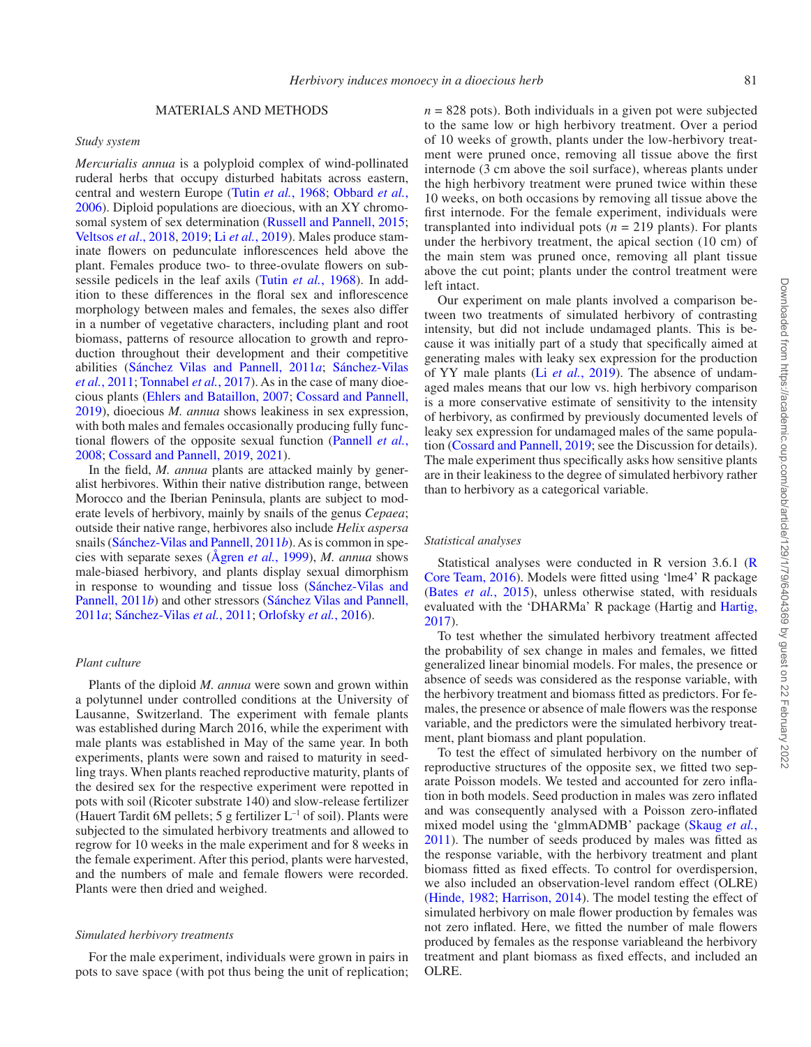## MATERIALS AND METHODS

### Study system

*Mercurialis annua* is a polyploid complex of wind-pollinated ruderal herbs that occupy disturbed habitats across eastern, central and western Europe (Tutin *et al.*, 1968; Obbard *et al.*, 2006). Diploid populations are dioecious, with an XY chromosomal system of sex determination (Russell and Pannell, 2015; Veltsos *et al*., 2018, 2019; Li *et al.*, 2019). Males produce staminate flowers on pedunculate inflorescences held above the plant. Females produce two- to three-ovulate flowers on subsessile pedicels in the leaf axils (Tutin *et al.*, 1968). In addition to these differences in the floral sex and inflorescence morphology between males and females, the sexes also differ in a number of vegetative characters, including plant and root biomass, patterns of resource allocation to growth and reproduction throughout their development and their competitive abilities (Sánchez Vilas and Pannell, 2011*a*; Sánchez-Vilas *et al.*, 2011; Tonnabel *et al.*, 2017). As in the case of many dioecious plants (Ehlers and Bataillon, 2007; Cossard and Pannell, 2019), dioecious *M. annua* shows leakiness in sex expression, with both males and females occasionally producing fully functional flowers of the opposite sexual function (Pannell *et al.*, 2008; Cossard and Pannell, 2019, 2021).

In the field, *M. annua* plants are attacked mainly by generalist herbivores. Within their native distribution range, between Morocco and the Iberian Peninsula, plants are subject to moderate levels of herbivory, mainly by snails of the genus *Cepaea*; outside their native range, herbivores also include *Helix aspersa* snails (Sánchez-Vilas and Pannell, 2011*b*). As is common in species with separate sexes (Ågren *et al.*, 1999), *M. annua* shows male-biased herbivory, and plants display sexual dimorphism in response to wounding and tissue loss (Sánchez-Vilas and Pannell, 2011*b*) and other stressors (Sánchez Vilas and Pannell, 2011*a*; Sánchez-Vilas *et al.*, 2011; Orlofsky *et al.*, 2016).

### Plant culture

Plants of the diploid *M. annua* were sown and grown within a polytunnel under controlled conditions at the University of Lausanne, Switzerland. The experiment with female plants was established during March 2016, while the experiment with male plants was established in May of the same year. In both experiments, plants were sown and raised to maturity in seedling trays. When plants reached reproductive maturity, plants of the desired sex for the respective experiment were repotted in pots with soil (Ricoter substrate 140) and slow-release fertilizer (Hauert Tardit 6M pellets; 5 g fertilizer $L^{-1}$ of soil). Plants were subjected to the simulated herbivory treatments and allowed to regrow for 10 weeks in the male experiment and for 8 weeks in the female experiment. After this period, plants were harvested, and the numbers of male and female flowers were recorded. Plants were then dried and weighed.

### Simulated herbivory treatments

For the male experiment, individuals were grown in pairs in pots to save space (with pot thus being the unit of replication; $n = 828$ pots). Both individuals in a given pot were subjected to the same low or high herbivory treatment. Over a period of 10 weeks of growth, plants under the low-herbivory treatment were pruned once, removing all tissue above the first internode (3 cm above the soil surface), whereas plants under the high herbivory treatment were pruned twice within these 10 weeks, on both occasions by removing all tissue above the first internode. For the female experiment, individuals were transplanted into individual pots ($n = 219$ plants). For plants under the herbivory treatment, the apical section (10 cm) of the main stem was pruned once, removing all plant tissue above the cut point; plants under the control treatment were left intact.

Our experiment on male plants involved a comparison between two treatments of simulated herbivory of contrasting intensity, but did not include undamaged plants. This is because it was initially part of a study that specifically aimed at generating males with leaky sex expression for the production of YY male plants (Li *et al.*, 2019). The absence of undamaged males means that our low vs. high herbivory comparison is a more conservative estimate of sensitivity to the intensity of herbivory, as confirmed by previously documented levels of leaky sex expression for undamaged males of the same population (Cossard and Pannell, 2019; see the Discussion for details). The male experiment thus specifically asks how sensitive plants are in their leakiness to the degree of simulated herbivory rather than to herbivory as a categorical variable.

### Statistical analyses

Statistical analyses were conducted in R version 3.6.1 (R Core Team, 2016). Models were fitted using 'lme4' R package (Bates *et al.*, 2015), unless otherwise stated, with residuals evaluated with the 'DHARMa' R package (Hartig and Hartig, 2017).

To test whether the simulated herbivory treatment affected the probability of sex change in males and females, we fitted generalized linear binomial models. For males, the presence or absence of seeds was considered as the response variable, with the herbivory treatment and biomass fitted as predictors. For females, the presence or absence of male flowers was the response variable, and the predictors were the simulated herbivory treatment, plant biomass and plant population.

To test the effect of simulated herbivory on the number of reproductive structures of the opposite sex, we fitted two separate Poisson models. We tested and accounted for zero inflation in both models. Seed production in males was zero inflated and was consequently analysed with a Poisson zero-inflated mixed model using the 'glmmADMB' package (Skaug *et al.*, 2011). The number of seeds produced by males was fitted as the response variable, with the herbivory treatment and plant biomass fitted as fixed effects. To control for overdispersion, we also included an observation-level random effect (OLRE) (Hinde, 1982; Harrison, 2014). The model testing the effect of simulated herbivory on male flower production by females was not zero inflated. Here, we fitted the number of male flowers produced by females as the response variableand the herbivory treatment and plant biomass as fixed effects, and included an OLRE.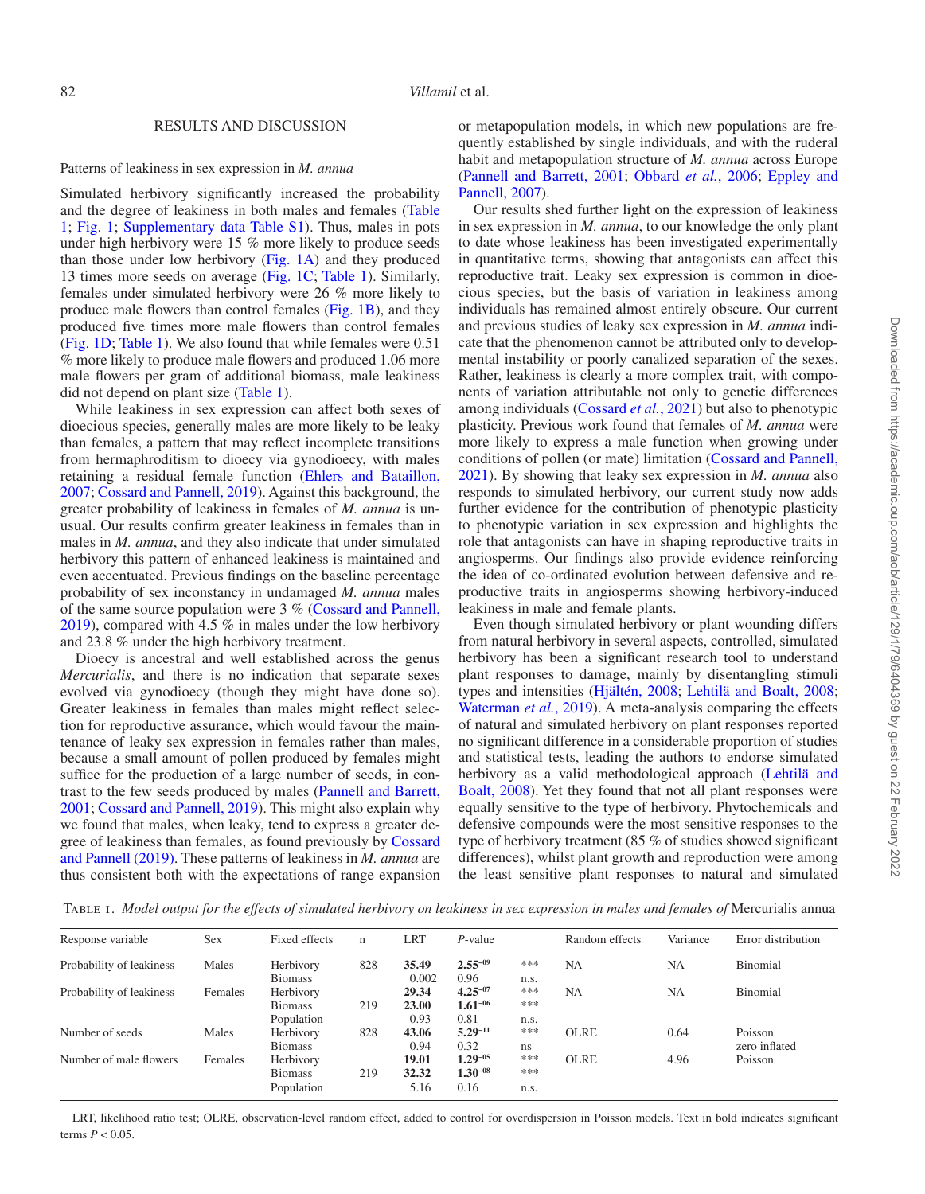## RESULTS AND DISCUSSION

### Patterns of leakiness in sex expression in *M. annua*

Simulated herbivory significantly increased the probability and the degree of leakiness in both males and females (Table 1; Fig. 1; Supplementary data Table S1). Thus, males in pots under high herbivory were 15 % more likely to produce seeds than those under low herbivory (Fig. 1A) and they produced 13 times more seeds on average (Fig. 1C; Table 1). Similarly, females under simulated herbivory were 26 % more likely to produce male flowers than control females (Fig. 1B), and they produced five times more male flowers than control females (Fig. 1D; Table 1). We also found that while females were 0.51 % more likely to produce male flowers and produced 1.06 more male flowers per gram of additional biomass, male leakiness did not depend on plant size (Table 1).

While leakiness in sex expression can affect both sexes of dioecious species, generally males are more likely to be leaky than females, a pattern that may reflect incomplete transitions from hermaphroditism to dioecy via gynodioecy, with males retaining a residual female function (Ehlers and Bataillon, 2007; Cossard and Pannell, 2019). Against this background, the greater probability of leakiness in females of *M. annua* is unusual. Our results confirm greater leakiness in females than in males in *M. annua*, and they also indicate that under simulated herbivory this pattern of enhanced leakiness is maintained and even accentuated. Previous findings on the baseline percentage probability of sex inconstancy in undamaged *M. annua* males of the same source population were 3 % (Cossard and Pannell, 2019), compared with 4.5 % in males under the low herbivory and 23.8 % under the high herbivory treatment.

Dioecy is ancestral and well established across the genus *Mercurialis*, and there is no indication that separate sexes evolved via gynodioecy (though they might have done so). Greater leakiness in females than males might reflect selection for reproductive assurance, which would favour the maintenance of leaky sex expression in females rather than males, because a small amount of pollen produced by females might suffice for the production of a large number of seeds, in contrast to the few seeds produced by males (Pannell and Barrett, 2001; Cossard and Pannell, 2019). This might also explain why we found that males, when leaky, tend to express a greater degree of leakiness than females, as found previously by Cossard and Pannell (2019). These patterns of leakiness in *M. annua* are thus consistent both with the expectations of range expansion or metapopulation models, in which new populations are frequently established by single individuals, and with the ruderal habit and metapopulation structure of *M. annua* across Europe (Pannell and Barrett, 2001; Obbard *et al.*, 2006; Eppley and Pannell, 2007).

Our results shed further light on the expression of leakiness in sex expression in *M. annua*, to our knowledge the only plant to date whose leakiness has been investigated experimentally in quantitative terms, showing that antagonists can affect this reproductive trait. Leaky sex expression is common in dioecious species, but the basis of variation in leakiness among individuals has remained almost entirely obscure. Our current and previous studies of leaky sex expression in *M. annua* indicate that the phenomenon cannot be attributed only to developmental instability or poorly canalized separation of the sexes. Rather, leakiness is clearly a more complex trait, with components of variation attributable not only to genetic differences among individuals (Cossard *et al.*, 2021) but also to phenotypic plasticity. Previous work found that females of *M. annua* were more likely to express a male function when growing under conditions of pollen (or mate) limitation (Cossard and Pannell, 2021). By showing that leaky sex expression in *M. annua* also responds to simulated herbivory, our current study now adds further evidence for the contribution of phenotypic plasticity to phenotypic variation in sex expression and highlights the role that antagonists can have in shaping reproductive traits in angiosperms. Our findings also provide evidence reinforcing the idea of co-ordinated evolution between defensive and reproductive traits in angiosperms showing herbivory-induced leakiness in male and female plants.

Even though simulated herbivory or plant wounding differs from natural herbivory in several aspects, controlled, simulated herbivory has been a significant research tool to understand plant responses to damage, mainly by disentangling stimuli types and intensities (Hjältén, 2008; Lehtilä and Boalt, 2008; Waterman *et al.*, 2019). A meta-analysis comparing the effects of natural and simulated herbivory on plant responses reported no significant difference in a considerable proportion of studies and statistical tests, leading the authors to endorse simulated herbivory as a valid methodological approach (Lehtilä and Boalt, 2008). Yet they found that not all plant responses were equally sensitive to the type of herbivory. Phytochemicals and defensive compounds were the most sensitive responses to the type of herbivory treatment (85 % of studies showed significant differences), whilst plant growth and reproduction were among the least sensitive plant responses to natural and simulated

TABLE 1. *Model output for the effects of simulated herbivory on leakiness in sex expression in males and females of* Mercurialis annua

| Response variable | Sex | Fixed effects | n | LRT | *P*-value | | Random effects | Variance | Error distribution |
|---|---|---|---|---|---|---|---|---|---|
| Probability of leakiness | Males | Herbivory | 828 | **35.49** | **$2.55^{-09}$** | *** | NA | NA | Binomial |
| | | Biomass | | 0.002 | 0.96 | n.s. | | | |
| Probability of leakiness | Females | Herbivory | | **29.34** | **$4.25^{-07}$** | *** | NA | NA | Binomial |
| | | Biomass | 219 | **23.00** | **$1.61^{-06}$** | *** | | | |
| | | Population | | 0.93 | 0.81 | n.s. | | | |
| Number of seeds | Males | Herbivory | 828 | **43.06** | **$5.29^{-11}$** | *** | OLRE | 0.64 | Poisson |
| | | Biomass | | 0.94 | 0.32 | ns | | | zero inflated |
| Number of male flowers | Females | Herbivory | | **19.01** | **$1.29^{-05}$** | *** | OLRE | 4.96 | Poisson |
| | | Biomass | 219 | **32.32** | **$1.30^{-08}$** | *** | | | |
| | | Population | | 5.16 | 0.16 | n.s. | | | |

LRT, likelihood ratio test; OLRE, observation-level random effect, added to control for overdispersion in Poisson models. Text in bold indicates significant terms $P < 0.05$.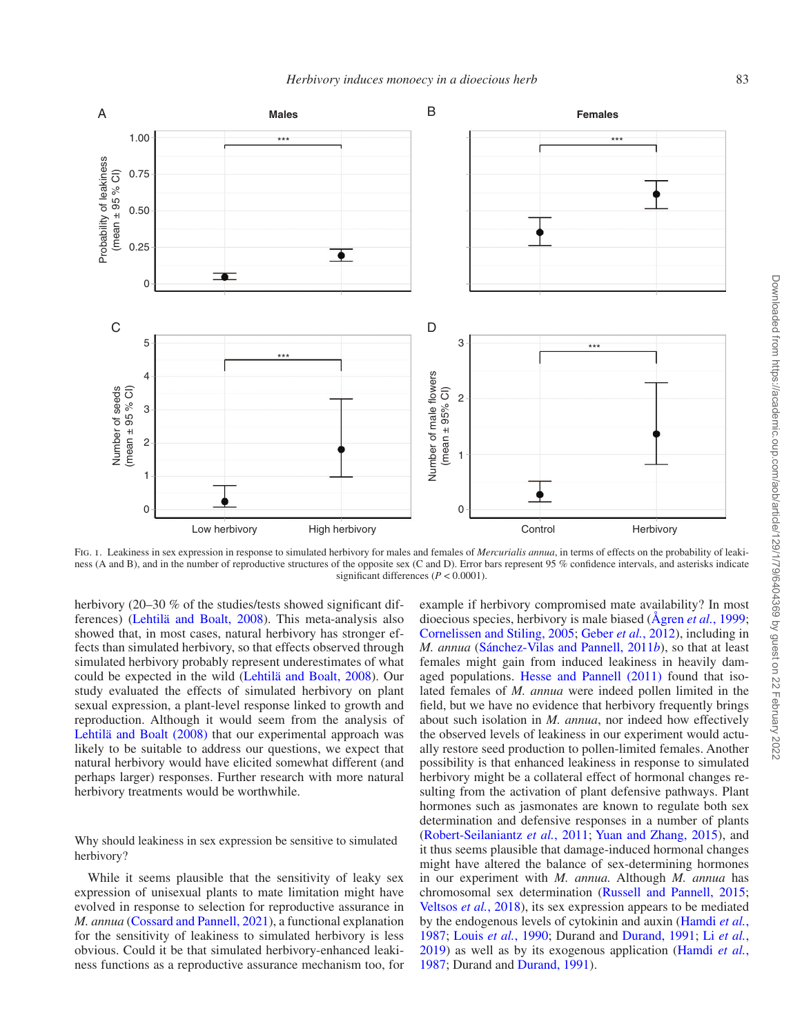Fig. 1. Leakiness in sex expression in response to simulated herbivory for males and females of *Mercurialis annua*, in terms of effects on the probability of leakiness (A and B), and in the number of reproductive structures of the opposite sex (C and D). Error bars represent 95 % confidence intervals, and asterisks indicate significant differences ($P < 0.0001$).

herbivory (20–30 % of the studies/tests showed significant differences) (Lehtilä and Boalt, 2008). This meta-analysis also showed that, in most cases, natural herbivory has stronger effects than simulated herbivory, so that effects observed through simulated herbivory probably represent underestimates of what could be expected in the wild (Lehtilä and Boalt, 2008). Our study evaluated the effects of simulated herbivory on plant sexual expression, a plant-level response linked to growth and reproduction. Although it would seem from the analysis of Lehtilä and Boalt (2008) that our experimental approach was likely to be suitable to address our questions, we expect that natural herbivory would have elicited somewhat different (and perhaps larger) responses. Further research with more natural herbivory treatments would be worthwhile.

### Why should leakiness in sex expression be sensitive to simulated herbivory?

While it seems plausible that the sensitivity of leaky sex expression of unisexual plants to mate limitation might have evolved in response to selection for reproductive assurance in *M. annua* (Cossard and Pannell, 2021), a functional explanation for the sensitivity of leakiness to simulated herbivory is less obvious. Could it be that simulated herbivory-enhanced leakiness functions as a reproductive assurance mechanism too, for example if herbivory compromised mate availability? In most dioecious species, herbivory is male biased (Ågren *et al.*, 1999; Cornelissen and Stiling, 2005; Geber *et al.*, 2012), including in *M. annua* (Sánchez-Vilas and Pannell, 2011*b*), so that at least females might gain from induced leakiness in heavily damaged populations. Hesse and Pannell (2011) found that isolated females of *M. annua* were indeed pollen limited in the field, but we have no evidence that herbivory frequently brings about such isolation in *M. annua*, nor indeed how effectively the observed levels of leakiness in our experiment would actually restore seed production to pollen-limited females. Another possibility is that enhanced leakiness in response to simulated herbivory might be a collateral effect of hormonal changes resulting from the activation of plant defensive pathways. Plant hormones such as jasmonates are known to regulate both sex determination and defensive responses in a number of plants (Robert-Seilaniantz *et al.*, 2011; Yuan and Zhang, 2015), and it thus seems plausible that damage-induced hormonal changes might have altered the balance of sex-determining hormones in our experiment with *M. annua.* Although *M. annua* has chromosomal sex determination (Russell and Pannell, 2015; Veltsos *et al.*, 2018), its sex expression appears to be mediated by the endogenous levels of cytokinin and auxin (Hamdi *et al.*, 1987; Louis *et al.*, 1990; Durand and Durand, 1991; Li *et al.*, 2019) as well as by its exogenous application (Hamdi *et al.*, 1987; Durand and Durand, 1991).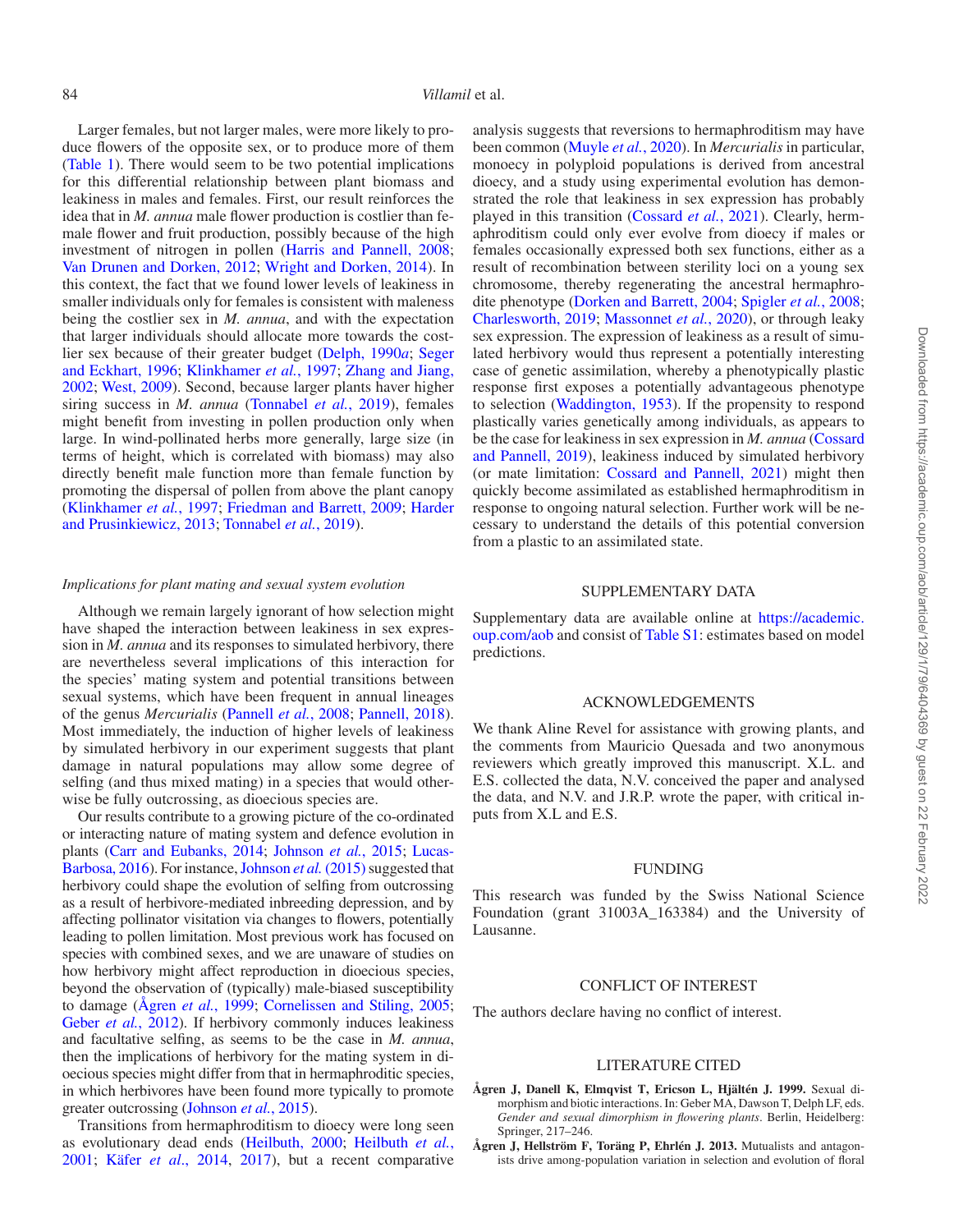Larger females, but not larger males, were more likely to produce flowers of the opposite sex, or to produce more of them (Table 1). There would seem to be two potential implications for this differential relationship between plant biomass and leakiness in males and females. First, our result reinforces the idea that in *M. annua* male flower production is costlier than female flower and fruit production, possibly because of the high investment of nitrogen in pollen (Harris and Pannell, 2008; Van Drunen and Dorken, 2012; Wright and Dorken, 2014). In this context, the fact that we found lower levels of leakiness in smaller individuals only for females is consistent with maleness being the costlier sex in *M. annua*, and with the expectation that larger individuals should allocate more towards the costlier sex because of their greater budget (Delph, 1990*a*; Seger and Eckhart, 1996; Klinkhamer *et al.*, 1997; Zhang and Jiang, 2002; West, 2009). Second, because larger plants haver higher siring success in *M. annua* (Tonnabel *et al.*, 2019), females might benefit from investing in pollen production only when large. In wind-pollinated herbs more generally, large size (in terms of height, which is correlated with biomass) may also directly benefit male function more than female function by promoting the dispersal of pollen from above the plant canopy (Klinkhamer *et al.*, 1997; Friedman and Barrett, 2009; Harder and Prusinkiewicz, 2013; Tonnabel *et al.*, 2019).

### *Implications for plant mating and sexual system evolution*

Although we remain largely ignorant of how selection might have shaped the interaction between leakiness in sex expression in *M. annua* and its responses to simulated herbivory, there are nevertheless several implications of this interaction for the species' mating system and potential transitions between sexual systems, which have been frequent in annual lineages of the genus *Mercurialis* (Pannell *et al.*, 2008; Pannell, 2018). Most immediately, the induction of higher levels of leakiness by simulated herbivory in our experiment suggests that plant damage in natural populations may allow some degree of selfing (and thus mixed mating) in a species that would otherwise be fully outcrossing, as dioecious species are.

Our results contribute to a growing picture of the co-ordinated or interacting nature of mating system and defence evolution in plants (Carr and Eubanks, 2014; Johnson *et al.*, 2015; Lucas-Barbosa, 2016). For instance, Johnson *et al.* (2015) suggested that herbivory could shape the evolution of selfing from outcrossing as a result of herbivore-mediated inbreeding depression, and by affecting pollinator visitation via changes to flowers, potentially leading to pollen limitation. Most previous work has focused on species with combined sexes, and we are unaware of studies on how herbivory might affect reproduction in dioecious species, beyond the observation of (typically) male-biased susceptibility to damage (Ågren *et al.*, 1999; Cornelissen and Stiling, 2005; Geber *et al.*, 2012). If herbivory commonly induces leakiness and facultative selfing, as seems to be the case in *M. annua*, then the implications of herbivory for the mating system in dioecious species might differ from that in hermaphroditic species, in which herbivores have been found more typically to promote greater outcrossing (Johnson *et al.*, 2015).

Transitions from hermaphroditism to dioecy were long seen as evolutionary dead ends (Heilbuth, 2000; Heilbuth *et al.*, 2001; Käfer *et al*., 2014, 2017), but a recent comparative analysis suggests that reversions to hermaphroditism may have been common (Muyle *et al.*, 2020). In *Mercurialis* in particular, monoecy in polyploid populations is derived from ancestral dioecy, and a study using experimental evolution has demonstrated the role that leakiness in sex expression has probably played in this transition (Cossard *et al.*, 2021). Clearly, hermaphroditism could only ever evolve from dioecy if males or females occasionally expressed both sex functions, either as a result of recombination between sterility loci on a young sex chromosome, thereby regenerating the ancestral hermaphrodite phenotype (Dorken and Barrett, 2004; Spigler *et al.*, 2008; Charlesworth, 2019; Massonnet *et al.*, 2020), or through leaky sex expression. The expression of leakiness as a result of simulated herbivory would thus represent a potentially interesting case of genetic assimilation, whereby a phenotypically plastic response first exposes a potentially advantageous phenotype to selection (Waddington, 1953). If the propensity to respond plastically varies genetically among individuals, as appears to be the case for leakiness in sex expression in *M. annua* (Cossard and Pannell, 2019), leakiness induced by simulated herbivory (or mate limitation: Cossard and Pannell, 2021) might then quickly become assimilated as established hermaphroditism in response to ongoing natural selection. Further work will be necessary to understand the details of this potential conversion from a plastic to an assimilated state.

## SUPPLEMENTARY DATA

Supplementary data are available online at https://academic.oup.com/aob and consist of Table S1: estimates based on model predictions.

## ACKNOWLEDGEMENTS

We thank Aline Revel for assistance with growing plants, and the comments from Mauricio Quesada and two anonymous reviewers which greatly improved this manuscript. X.L. and E.S. collected the data, N.V. conceived the paper and analysed the data, and N.V. and J.R.P. wrote the paper, with critical inputs from X.L and E.S.

## FUNDING

This research was funded by the Swiss National Science Foundation (grant 31003A_163384) and the University of Lausanne.

## CONFLICT OF INTEREST

The authors declare having no conflict of interest.

## LITERATURE CITED

**Ågren J, Danell K, Elmqvist T, Ericson L, Hjältén J. 1999.** Sexual dimorphism and biotic interactions. In: Geber MA, Dawson T, Delph LF, eds. *Gender and sexual dimorphism in flowering plants*. Berlin, Heidelberg: Springer, 217–246.

**Ågren J, Hellström F, Toräng P, Ehrlén J. 2013.** Mutualists and antagonists drive among-population variation in selection and evolution of floral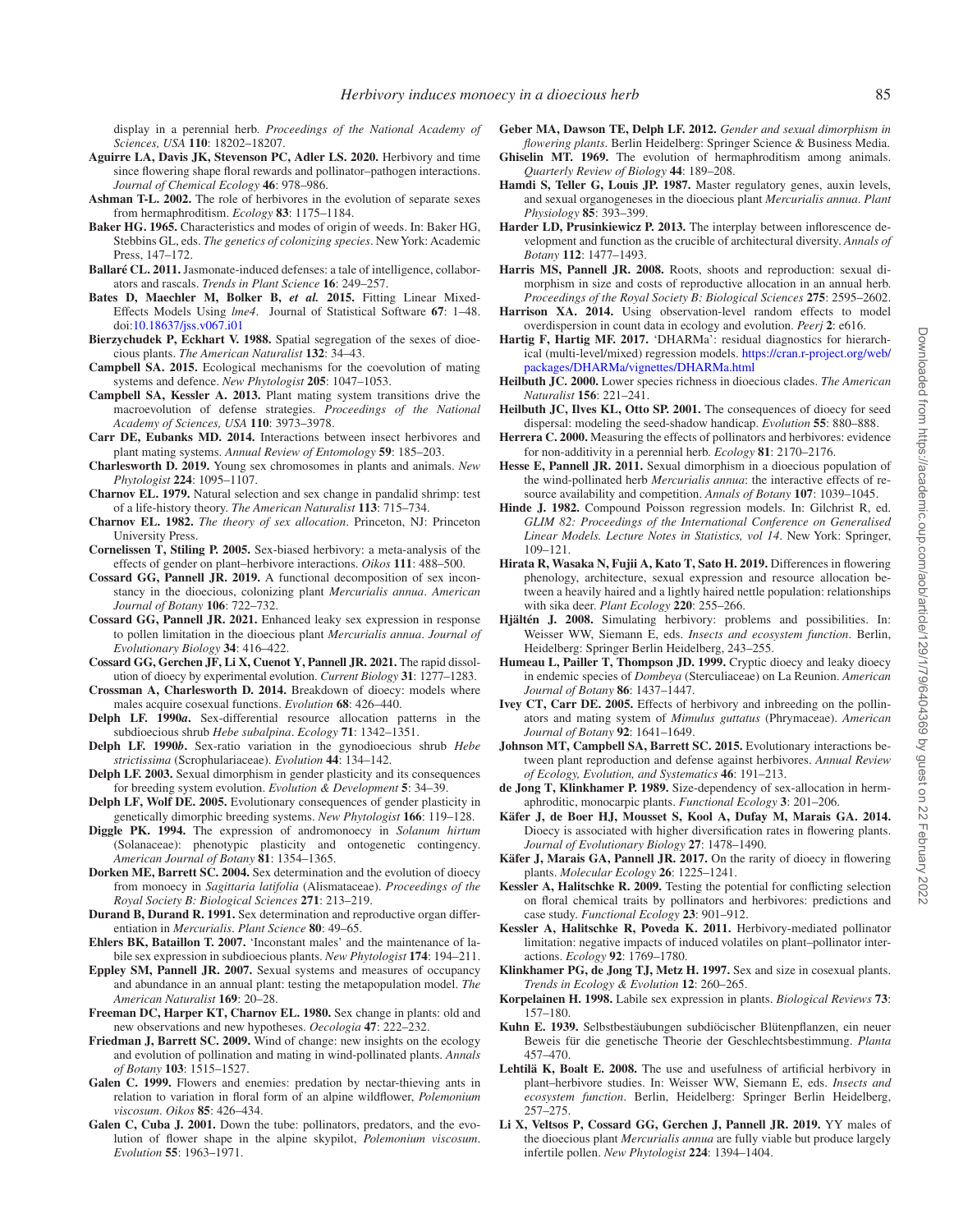display in a perennial herb. *Proceedings of the National Academy of Sciences, USA* **110**: 18202–18207.

**Aguirre LA, Davis JK, Stevenson PC, Adler LS. 2020.** Herbivory and time since flowering shape floral rewards and pollinator–pathogen interactions. *Journal of Chemical Ecology* **46**: 978–986.

**Ashman T-L. 2002.** The role of herbivores in the evolution of separate sexes from hermaphroditism. *Ecology* **83**: 1175–1184.

**Baker HG. 1965.** Characteristics and modes of origin of weeds. In: Baker HG, Stebbins GL, eds. *The genetics of colonizing species*. New York: Academic Press, 147–172.

**Ballaré CL. 2011.** Jasmonate-induced defenses: a tale of intelligence, collaborators and rascals. *Trends in Plant Science* **16**: 249–257.

**Bates D, Maechler M, Bolker B, *et al.* 2015.** Fitting Linear Mixed-Effects Models Using *lme4*. Journal of Statistical Software **67**: 1–48. doi:10.18637/jss.v067.i01

**Bierzychudek P, Eckhart V. 1988.** Spatial segregation of the sexes of dioecious plants. *The American Naturalist* **132**: 34–43.

**Campbell SA. 2015.** Ecological mechanisms for the coevolution of mating systems and defence. *New Phytologist* **205**: 1047–1053.

**Campbell SA, Kessler A. 2013.** Plant mating system transitions drive the macroevolution of defense strategies. *Proceedings of the National Academy of Sciences, USA* **110**: 3973–3978.

**Carr DE, Eubanks MD. 2014.** Interactions between insect herbivores and plant mating systems. *Annual Review of Entomology* **59**: 185–203.

**Charlesworth D. 2019.** Young sex chromosomes in plants and animals. *New Phytologist* **224**: 1095–1107.

**Charnov EL. 1979.** Natural selection and sex change in pandalid shrimp: test of a life-history theory. *The American Naturalist* **113**: 715–734.

**Charnov EL. 1982.** *The theory of sex allocation*. Princeton, NJ: Princeton University Press.

**Cornelissen T, Stiling P. 2005.** Sex-biased herbivory: a meta-analysis of the effects of gender on plant–herbivore interactions. *Oikos* **111**: 488–500.

**Cossard GG, Pannell JR. 2019.** A functional decomposition of sex inconstancy in the dioecious, colonizing plant *Mercurialis annua*. *American Journal of Botany* **106**: 722–732.

**Cossard GG, Pannell JR. 2021.** Enhanced leaky sex expression in response to pollen limitation in the dioecious plant *Mercurialis annua*. *Journal of Evolutionary Biology* **34**: 416–422.

**Cossard GG, Gerchen JF, Li X, Cuenot Y, Pannell JR. 2021.** The rapid dissolution of dioecy by experimental evolution. *Current Biology* **31**: 1277–1283.

**Crossman A, Charlesworth D. 2014.** Breakdown of dioecy: models where males acquire cosexual functions. *Evolution* **68**: 426–440.

**Delph LF. 1990*a*.** Sex-differential resource allocation patterns in the subdioecious shrub *Hebe subalpina*. *Ecology* **71**: 1342–1351.

**Delph LF. 1990*b*.** Sex-ratio variation in the gynodioecious shrub *Hebe strictissima* (Scrophulariaceae). *Evolution* **44**: 134–142.

**Delph LF. 2003.** Sexual dimorphism in gender plasticity and its consequences for breeding system evolution. *Evolution & Development* **5**: 34–39.

**Delph LF, Wolf DE. 2005.** Evolutionary consequences of gender plasticity in genetically dimorphic breeding systems. *New Phytologist* **166**: 119–128.

**Diggle PK. 1994.** The expression of andromonoecy in *Solanum hirtum* (Solanaceae): phenotypic plasticity and ontogenetic contingency. *American Journal of Botany* **81**: 1354–1365.

**Dorken ME, Barrett SC. 2004.** Sex determination and the evolution of dioecy from monoecy in *Sagittaria latifolia* (Alismataceae). *Proceedings of the Royal Society B: Biological Sciences* **271**: 213–219.

**Durand B, Durand R. 1991.** Sex determination and reproductive organ differentiation in *Mercurialis*. *Plant Science* **80**: 49–65.

**Ehlers BK, Bataillon T. 2007.** 'Inconstant males' and the maintenance of labile sex expression in subdioecious plants. *New Phytologist* **174**: 194–211.

**Eppley SM, Pannell JR. 2007.** Sexual systems and measures of occupancy and abundance in an annual plant: testing the metapopulation model. *The American Naturalist* **169**: 20–28.

**Freeman DC, Harper KT, Charnov EL. 1980.** Sex change in plants: old and new observations and new hypotheses. *Oecologia* **47**: 222–232.

**Friedman J, Barrett SC. 2009.** Wind of change: new insights on the ecology and evolution of pollination and mating in wind-pollinated plants. *Annals of Botany* **103**: 1515–1527.

**Galen C. 1999.** Flowers and enemies: predation by nectar-thieving ants in relation to variation in floral form of an alpine wildflower, *Polemonium viscosum*. *Oikos* **85**: 426–434.

**Galen C, Cuba J. 2001.** Down the tube: pollinators, predators, and the evolution of flower shape in the alpine skypilot, *Polemonium viscosum*. *Evolution* **55**: 1963–1971.

**Geber MA, Dawson TE, Delph LF. 2012.** *Gender and sexual dimorphism in flowering plants*. Berlin Heidelberg: Springer Science & Business Media.

**Ghiselin MT. 1969.** The evolution of hermaphroditism among animals. *Quarterly Review of Biology* **44**: 189–208.

**Hamdi S, Teller G, Louis JP. 1987.** Master regulatory genes, auxin levels, and sexual organogeneses in the dioecious plant *Mercurialis annua*. *Plant Physiology* **85**: 393–399.

**Harder LD, Prusinkiewicz P. 2013.** The interplay between inflorescence development and function as the crucible of architectural diversity. *Annals of Botany* **112**: 1477–1493.

**Harris MS, Pannell JR. 2008.** Roots, shoots and reproduction: sexual dimorphism in size and costs of reproductive allocation in an annual herb. *Proceedings of the Royal Society B: Biological Sciences* **275**: 2595–2602.

**Harrison XA. 2014.** Using observation-level random effects to model overdispersion in count data in ecology and evolution. *Peerj* **2**: e616.

**Hartig F, Hartig MF. 2017.** 'DHARMa': residual diagnostics for hierarchical (multi-level/mixed) regression models. https://cran.r-project.org/web/packages/DHARMa/vignettes/DHARMa.html

**Heilbuth JC. 2000.** Lower species richness in dioecious clades. *The American Naturalist* **156**: 221–241.

**Heilbuth JC, Ilves KL, Otto SP. 2001.** The consequences of dioecy for seed dispersal: modeling the seed-shadow handicap. *Evolution* **55**: 880–888.

**Herrera C. 2000.** Measuring the effects of pollinators and herbivores: evidence for non-additivity in a perennial herb. *Ecology* **81**: 2170–2176.

**Hesse E, Pannell JR. 2011.** Sexual dimorphism in a dioecious population of the wind-pollinated herb *Mercurialis annua*: the interactive effects of resource availability and competition. *Annals of Botany* **107**: 1039–1045.

**Hinde J. 1982.** Compound Poisson regression models. In: Gilchrist R, ed. *GLIM 82: Proceedings of the International Conference on Generalised Linear Models. Lecture Notes in Statistics, vol 14*. New York: Springer, 109–121.

**Hirata R, Wasaka N, Fujii A, Kato T, Sato H. 2019.** Differences in flowering phenology, architecture, sexual expression and resource allocation between a heavily haired and a lightly haired nettle population: relationships with sika deer. *Plant Ecology* **220**: 255–266.

**Hjältén J. 2008.** Simulating herbivory: problems and possibilities. In: Weisser WW, Siemann E, eds. *Insects and ecosystem function*. Berlin, Heidelberg: Springer Berlin Heidelberg, 243–255.

**Humeau L, Pailler T, Thompson JD. 1999.** Cryptic dioecy and leaky dioecy in endemic species of *Dombeya* (Sterculiaceae) on La Reunion. *American Journal of Botany* **86**: 1437–1447.

**Ivey CT, Carr DE. 2005.** Effects of herbivory and inbreeding on the pollinators and mating system of *Mimulus guttatus* (Phrymaceae). *American Journal of Botany* **92**: 1641–1649.

**Johnson MT, Campbell SA, Barrett SC. 2015.** Evolutionary interactions between plant reproduction and defense against herbivores. *Annual Review of Ecology, Evolution, and Systematics* **46**: 191–213.

**de Jong T, Klinkhamer P. 1989.** Size-dependency of sex-allocation in hermaphroditic, monocarpic plants. *Functional Ecology* **3**: 201–206.

**Käfer J, de Boer HJ, Mousset S, Kool A, Dufay M, Marais GA. 2014.** Dioecy is associated with higher diversification rates in flowering plants. *Journal of Evolutionary Biology* **27**: 1478–1490.

**Käfer J, Marais GA, Pannell JR. 2017.** On the rarity of dioecy in flowering plants. *Molecular Ecology* **26**: 1225–1241.

**Kessler A, Halitschke R. 2009.** Testing the potential for conflicting selection on floral chemical traits by pollinators and herbivores: predictions and case study. *Functional Ecology* **23**: 901–912.

**Kessler A, Halitschke R, Poveda K. 2011.** Herbivory-mediated pollinator limitation: negative impacts of induced volatiles on plant–pollinator interactions. *Ecology* **92**: 1769–1780.

**Klinkhamer PG, de Jong TJ, Metz H. 1997.** Sex and size in cosexual plants. *Trends in Ecology & Evolution* **12**: 260–265.

**Korpelainen H. 1998.** Labile sex expression in plants. *Biological Reviews* **73**: 157–180.

**Kuhn E. 1939.** Selbstbestäubungen subdiöcischer Blütenpflanzen, ein neuer Beweis für die genetische Theorie der Geschlechtsbestimmung. *Planta* 457–470.

**Lehtilä K, Boalt E. 2008.** The use and usefulness of artificial herbivory in plant–herbivore studies. In: Weisser WW, Siemann E, eds. *Insects and ecosystem function*. Berlin, Heidelberg: Springer Berlin Heidelberg, 257–275.

**Li X, Veltsos P, Cossard GG, Gerchen J, Pannell JR. 2019.** YY males of the dioecious plant *Mercurialis annua* are fully viable but produce largely infertile pollen. *New Phytologist* **224**: 1394–1404.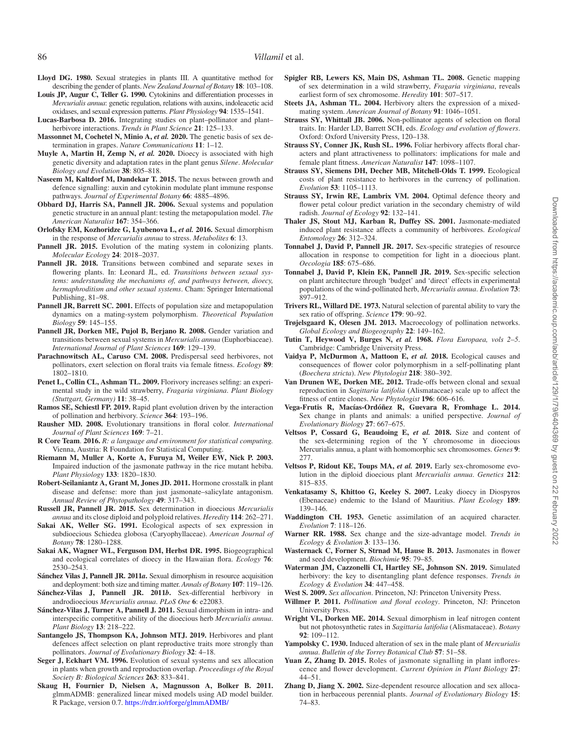**Lloyd DG. 1980.** Sexual strategies in plants III. A quantitative method for describing the gender of plants. *New Zealand Journal of Botany* **18**: 103–108.

**Louis JP, Augur C, Teller G. 1990.** Cytokinins and differentiation processes in *Mercurialis annua*: genetic regulation, relations with auxins, indoleacetic acid oxidases, and sexual expression patterns. *Plant Physiology* **94**: 1535–1541.

**Lucas-Barbosa D. 2016.** Integrating studies on plant–pollinator and plant–herbivore interactions. *Trends in Plant Science* **21**: 125–133.

**Massonnet M, Cochetel N, Minio A, *et al.* 2020.** The genetic basis of sex determination in grapes. *Nature Communications* **11**: 1–12.

**Muyle A, Martin H, Zemp N, *et al.* 2020.** Dioecy is associated with high genetic diversity and adaptation rates in the plant genus *Silene*. *Molecular Biology and Evolution* **38**: 805–818.

**Naseem M, Kaltdorf M, Dandekar T. 2015.** The nexus between growth and defence signalling: auxin and cytokinin modulate plant immune response pathways. *Journal of Experimental Botany* **66**: 4885–4896.

**Obbard DJ, Harris SA, Pannell JR. 2006.** Sexual systems and population genetic structure in an annual plant: testing the metapopulation model. *The American Naturalist* **167**: 354–366.

**Orlofsky EM, Kozhoridze G, Lyubenova L, *et al.* 2016.** Sexual dimorphism in the response of *Mercurialis annua* to stress. *Metabolites* **6**: 13.

**Pannell JR. 2015.** Evolution of the mating system in colonizing plants. *Molecular Ecology* **24**: 2018–2037.

**Pannell JR. 2018.** Transitions between combined and separate sexes in flowering plants. In: Leonard JL, ed. *Transitions between sexual systems: understanding the mechanisms of, and pathways between, dioecy, hermaphroditism and other sexual systems*. Cham: Springer International Publishing, 81–98.

**Pannell JR, Barrett SC. 2001.** Effects of population size and metapopulation dynamics on a mating-system polymorphism. *Theoretical Population Biology* **59**: 145–155.

**Pannell JR, Dorken ME, Pujol B, Berjano R. 2008.** Gender variation and transitions between sexual systems in *Mercurialis annua* (Euphorbiaceae). *International Journal of Plant Sciences* **169**: 129–139.

**Parachnowitsch AL, Caruso CM. 2008.** Predispersal seed herbivores, not pollinators, exert selection on floral traits via female fitness. *Ecology* **89**: 1802–1810.

**Penet L, Collin CL, Ashman TL. 2009.** Florivory increases selfing: an experimental study in the wild strawberry, *Fragaria virginiana*. *Plant Biology (Stuttgart, Germany)* **11**: 38–45.

**Ramos SE, Schiestl FP. 2019.** Rapid plant evolution driven by the interaction of pollination and herbivory. *Science* **364**: 193–196.

**Rausher MD. 2008.** Evolutionary transitions in floral color. *International Journal of Plant Sciences* **169**: 7–21.

**R Core Team. 2016.** *R: a language and environment for statistical computing.* Vienna, Austria: R Foundation for Statistical Computing.

**Riemann M, Muller A, Korte A, Furuya M, Weiler EW, Nick P. 2003.** Impaired induction of the jasmonate pathway in the rice mutant hebiba. *Plant Physiology* **133**: 1820–1830.

**Robert-Seilaniantz A, Grant M, Jones JD. 2011.** Hormone crosstalk in plant disease and defense: more than just jasmonate–salicylate antagonism. *Annual Review of Phytopathology* **49**: 317–343.

**Russell JR, Pannell JR. 2015.** Sex determination in dioecious *Mercurialis annua* and its close diploid and polyploid relatives. *Heredity* **114**: 262–271.

**Sakai AK, Weller SG. 1991.** Ecological aspects of sex expression in subdioecious Schiedea globosa (Caryophyllaceae). *American Journal of Botany* **78**: 1280–1288.

**Sakai AK, Wagner WL, Ferguson DM, Herbst DR. 1995.** Biogeographical and ecological correlates of dioecy in the Hawaiian flora. *Ecology* **76**: 2530–2543.

**Sánchez Vilas J, Pannell JR. 2011*a*.** Sexual dimorphism in resource acquisition and deployment: both size and timing matter. *Annals of Botany* **107**: 119–126.

**Sánchez-Vilas J, Pannell JR. 2011*b*.** Sex-differential herbivory in androdioecious *Mercurialis annua*. *PLoS One* **6**: e22083.

**Sánchez-Vilas J, Turner A, Pannell J. 2011.** Sexual dimorphism in intra- and interspecific competitive ability of the dioecious herb *Mercurialis annua*. *Plant Biology* **13**: 218–222.

**Santangelo JS, Thompson KA, Johnson MTJ. 2019.** Herbivores and plant defences affect selection on plant reproductive traits more strongly than pollinators. *Journal of Evolutionary Biology* **32**: 4–18.

**Seger J, Eckhart VM. 1996.** Evolution of sexual systems and sex allocation in plants when growth and reproduction overlap. *Proceedings of the Royal Society B: Biological Sciences* **263**: 833–841.

**Skaug H, Fournier D, Nielsen A, Magnusson A, Bolker B. 2011.** glmmADMB: generalized linear mixed models using AD model builder. R Package, version 0.7. https://rdrr.io/rforge/glmmADMB/

**Spigler RB, Lewers KS, Main DS, Ashman TL. 2008.** Genetic mapping of sex determination in a wild strawberry, *Fragaria virginiana*, reveals earliest form of sex chromosome. *Heredity* **101**: 507–517.

**Steets JA, Ashman TL. 2004.** Herbivory alters the expression of a mixed-mating system. *American Journal of Botany* **91**: 1046–1051.

**Strauss SY, Whittall JB. 2006.** Non-pollinator agents of selection on floral traits. In: Harder LD, Barrett SCH, eds. *Ecology and evolution of flowers*. Oxford: Oxford University Press, 120–138.

**Strauss SY, Conner JK, Rush SL. 1996.** Foliar herbivory affects floral characters and plant attractiveness to pollinators: implications for male and female plant fitness. *American Naturalist* **147**: 1098–1107.

**Strauss SY, Siemens DH, Decher MB, Mitchell-Olds T. 1999.** Ecological costs of plant resistance to herbivores in the currency of pollination. *Evolution* **53**: 1105–1113.

**Strauss SY, Irwin RE, Lambrix VM. 2004.** Optimal defence theory and flower petal colour predict variation in the secondary chemistry of wild radish. *Journal of Ecology* **92**: 132–141.

**Thaler JS, Stout MJ, Karban R, Duffey SS. 2001.** Jasmonate-mediated induced plant resistance affects a community of herbivores. *Ecological Entomology* **26**: 312–324.

**Tonnabel J, David P, Pannell JR. 2017.** Sex-specific strategies of resource allocation in response to competition for light in a dioecious plant. *Oecologia* **185**: 675–686.

**Tonnabel J, David P, Klein EK, Pannell JR. 2019.** Sex-specific selection on plant architecture through 'budget' and 'direct' effects in experimental populations of the wind-pollinated herb, *Mercurialis annua*. *Evolution* **73**: 897–912.

**Trivers RL, Willard DE. 1973.** Natural selection of parental ability to vary the sex ratio of offspring. *Science* **179**: 90–92.

**Trøjelsgaard K, Olesen JM. 2013.** Macroecology of pollination networks. *Global Ecology and Biogeography* **22**: 149–162.

**Tutin T, Heywood V, Burges N, *et al.* 1968.** *Flora Europaea, vols 2–5*. Cambridge: Cambridge University Press.

**Vaidya P, McDurmon A, Mattoon E, *et al.* 2018.** Ecological causes and consequences of flower color polymorphism in a self-pollinating plant (*Boechera stricta*). *New Phytologist* **218**: 380–392.

**Van Drunen WE, Dorken ME. 2012.** Trade-offs between clonal and sexual reproduction in *Sagittaria latifolia* (Alismataceae) scale up to affect the fitness of entire clones. *New Phytologist* **196**: 606–616.

**Vega-Frutis R, Macías-Ordóñez R, Guevara R, Fromhage L. 2014.** Sex change in plants and animals: a unified perspective. *Journal of Evolutionary Biology* **27**: 667–675.

**Veltsos P, Cossard G, Beaudoing E, *et al.* 2018.** Size and content of the sex-determining region of the Y chromosome in dioecious Mercurialis annua, a plant with homomorphic sex chromosomes. *Genes* **9**: 277.

**Veltsos P, Ridout KE, Toups MA, *et al.* 2019.** Early sex-chromosome evolution in the diploid dioecious plant *Mercurialis annua*. *Genetics* **212**: 815–835.

**Venkatasamy S, Khittoo G, Keeley S. 2007.** Leaky dioecy in Diospyros (Ebenaceae) endemic to the Island of Mauritius. *Plant Ecology* **189**: 139–146.

**Waddington CH. 1953.** Genetic assimilation of an acquired character. *Evolution* **7**: 118–126.

**Warner RR. 1988.** Sex change and the size-advantage model. *Trends in Ecology & Evolution* **3**: 133–136.

**Wasternack C, Forner S, Strnad M, Hause B. 2013.** Jasmonates in flower and seed development. *Biochimie* **95**: 79–85.

**Waterman JM, Cazzonelli CI, Hartley SE, Johnson SN. 2019.** Simulated herbivory: the key to disentangling plant defence responses. *Trends in Ecology & Evolution* **34**: 447–458.

**West S. 2009.** *Sex allocation*. Princeton, NJ: Princeton University Press.

**Willmer P. 2011.** *Pollination and floral ecology*. Princeton, NJ: Princeton University Press.

**Wright VL, Dorken ME. 2014.** Sexual dimorphism in leaf nitrogen content but not photosynthetic rates in *Sagittaria latifolia* (Alismataceae). *Botany* **92**: 109–112.

**Yampolsky C. 1930.** Induced alteration of sex in the male plant of *Mercurialis annua*. *Bulletin of the Torrey Botanical Club* **57**: 51–58.

**Yuan Z, Zhang D. 2015.** Roles of jasmonate signalling in plant inflorescence and flower development. *Current Opinion in Plant Biology* **27**: 44–51.

**Zhang D, Jiang X. 2002.** Size-dependent resource allocation and sex allocation in herbaceous perennial plants. *Journal of Evolutionary Biology* **15**: 74–83.